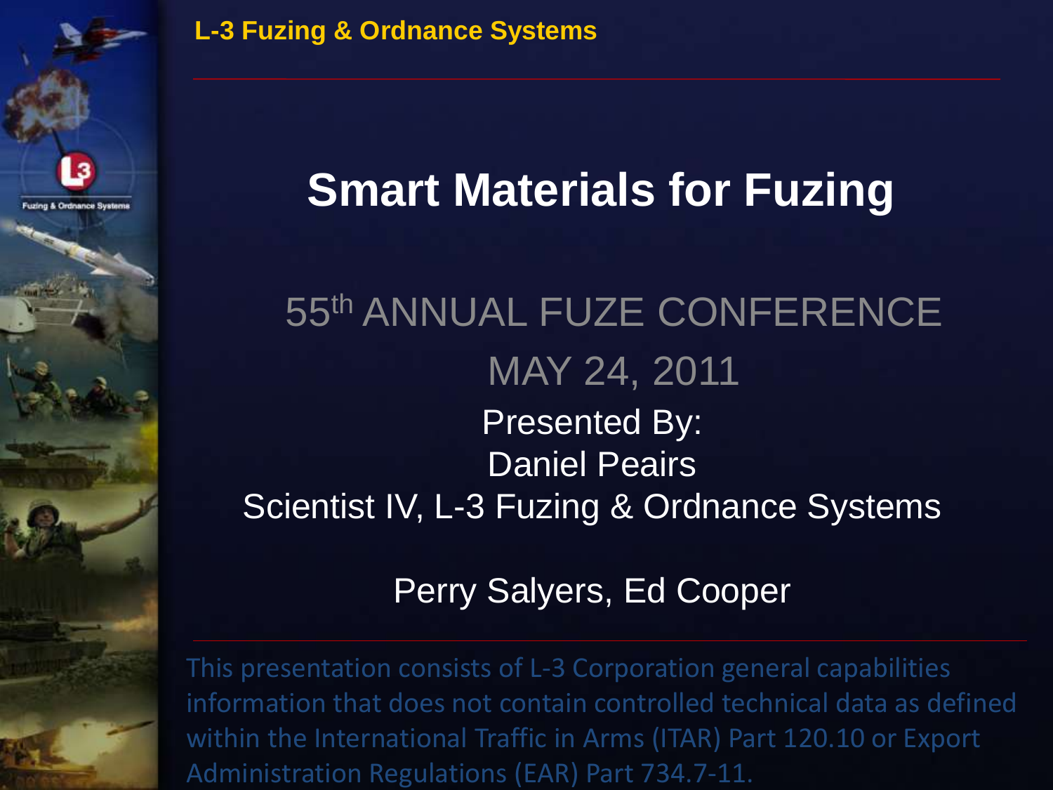L-3 Fuzing & Ordnance Systems

# Smart Materials for Fuzing

55th ANNUAL FUZE CONFERENCE

MAY 24, 2011

Presented By:
Daniel Peairs
Scientist IV, L-3 Fuzing & Ordnance Systems

Perry Salyers, Ed Cooper

This presentation consists of L-3 Corporation general capabilities information that does not contain controlled technical data as defined within the International Traffic in Arms (ITAR) Part 120.10 or Export Administration Regulations (EAR) Part 734.7-11.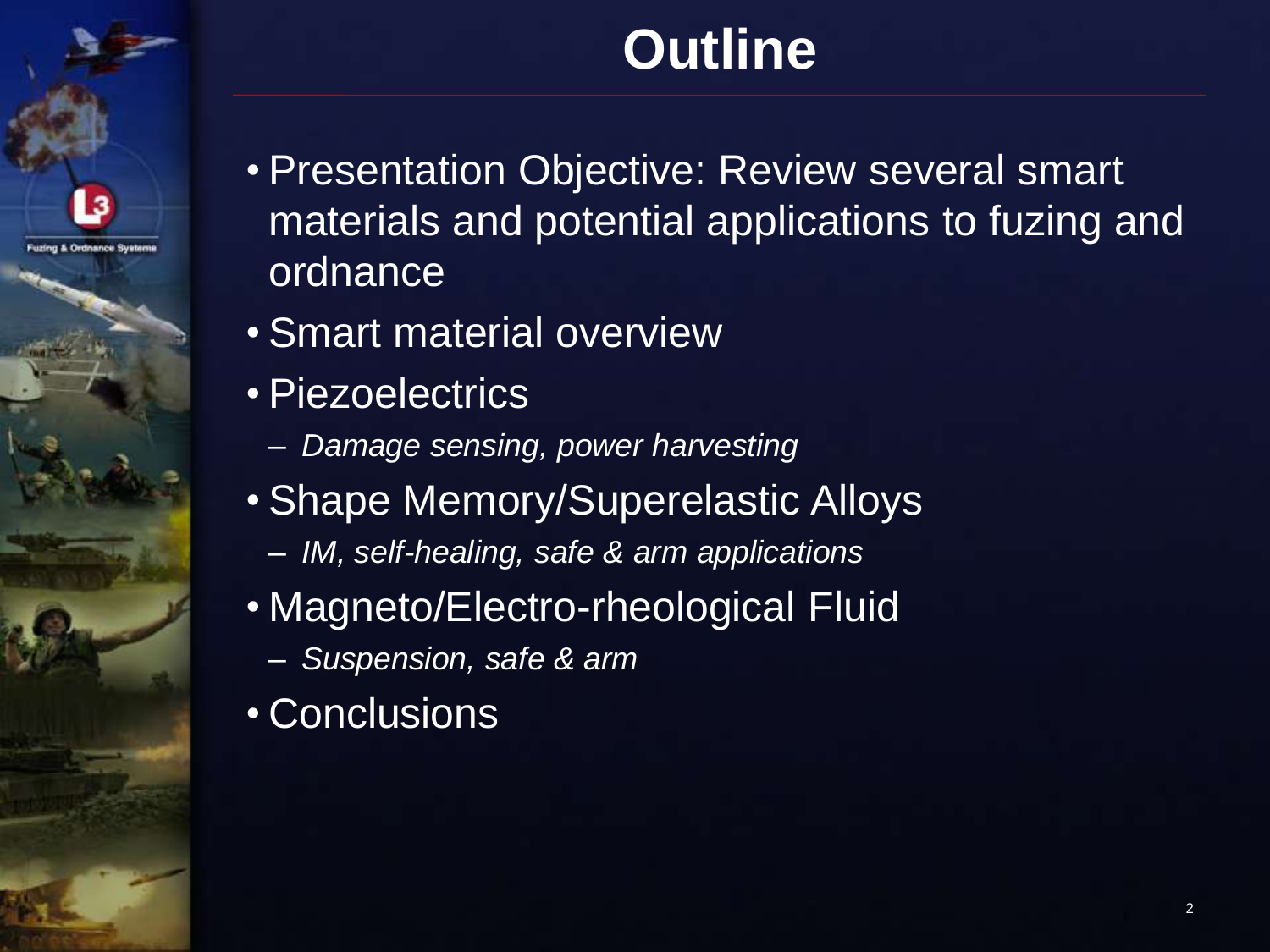# Outline

- Presentation Objective: Review several smart materials and potential applications to fuzing and ordnance
- Smart material overview
- Piezoelectrics
  - *Damage sensing, power harvesting*
- Shape Memory/Superelastic Alloys
  - *IM, self-healing, safe & arm applications*
- Magneto/Electro-rheological Fluid
  - *Suspension, safe & arm*
- Conclusions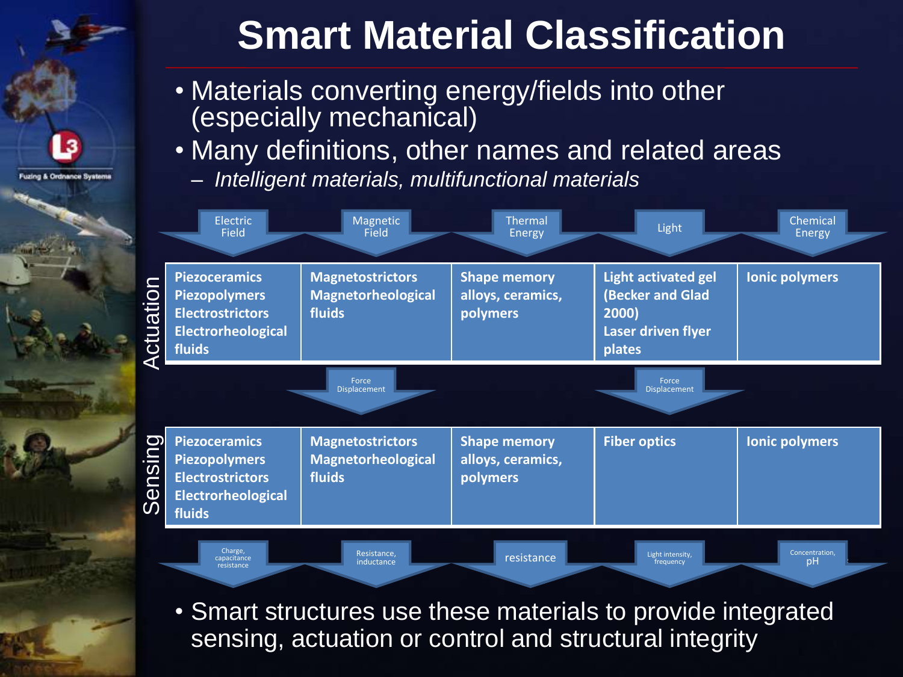# Smart Material Classification

- Materials converting energy/fields into other (especially mechanical)
- Many definitions, other names and related areas
  - *Intelligent materials, multifunctional materials*

| | Electric Field | Magnetic Field | Thermal Energy | Light | Chemical Energy |
|---|---|---|---|---|---|
| **Actuation** | **Piezoceramics**<br>**Piezopolymers**<br>**Electrostrictors**<br>**Electrorheological fluids** | **Magnetostrictors**<br>**Magnetorheological fluids** | **Shape memory alloys, ceramics, polymers** | **Light activated gel (Becker and Glad 2000)**<br>**Laser driven flyer plates** | **Ionic polymers** |
| | | Force Displacement | | Force Displacement | |
| **Sensing** | **Piezoceramics**<br>**Piezopolymers**<br>**Electrostrictors**<br>**Electrorheological fluids** | **Magnetostrictors**<br>**Magnetorheological fluids** | **Shape memory alloys, ceramics, polymers** | **Fiber optics** | **Ionic polymers** |
| | Charge, capacitance resistance | Resistance, inductance | resistance | Light intensity, frequency | Concentration, pH |

- Smart structures use these materials to provide integrated sensing, actuation or control and structural integrity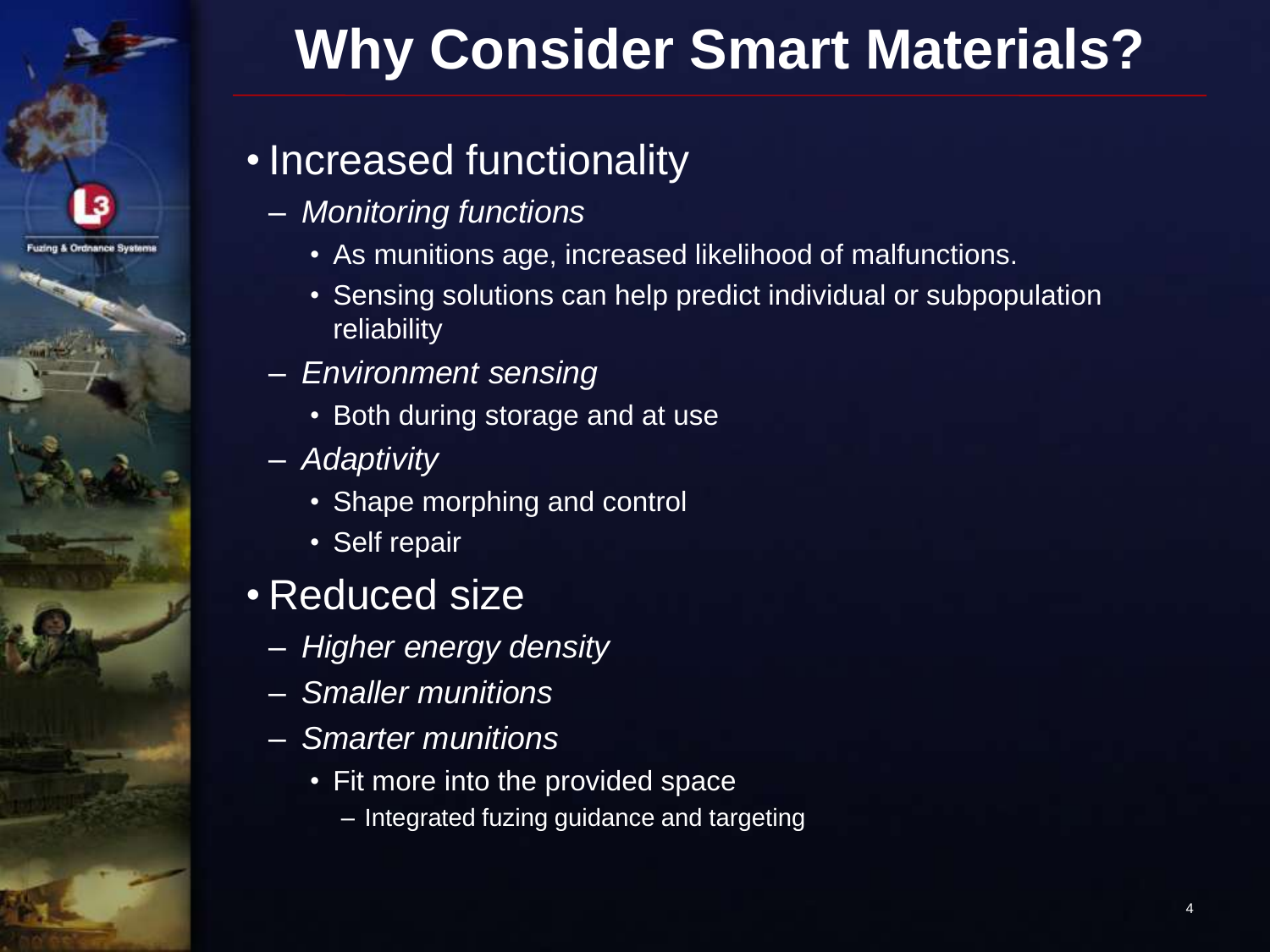# Why Consider Smart Materials?

- Increased functionality
  - *Monitoring functions*
    - As munitions age, increased likelihood of malfunctions.
    - Sensing solutions can help predict individual or subpopulation reliability
  - *Environment sensing*
    - Both during storage and at use
  - *Adaptivity*
    - Shape morphing and control
    - Self repair
- Reduced size
  - *Higher energy density*
  - *Smaller munitions*
  - *Smarter munitions*
    - Fit more into the provided space
      - Integrated fuzing guidance and targeting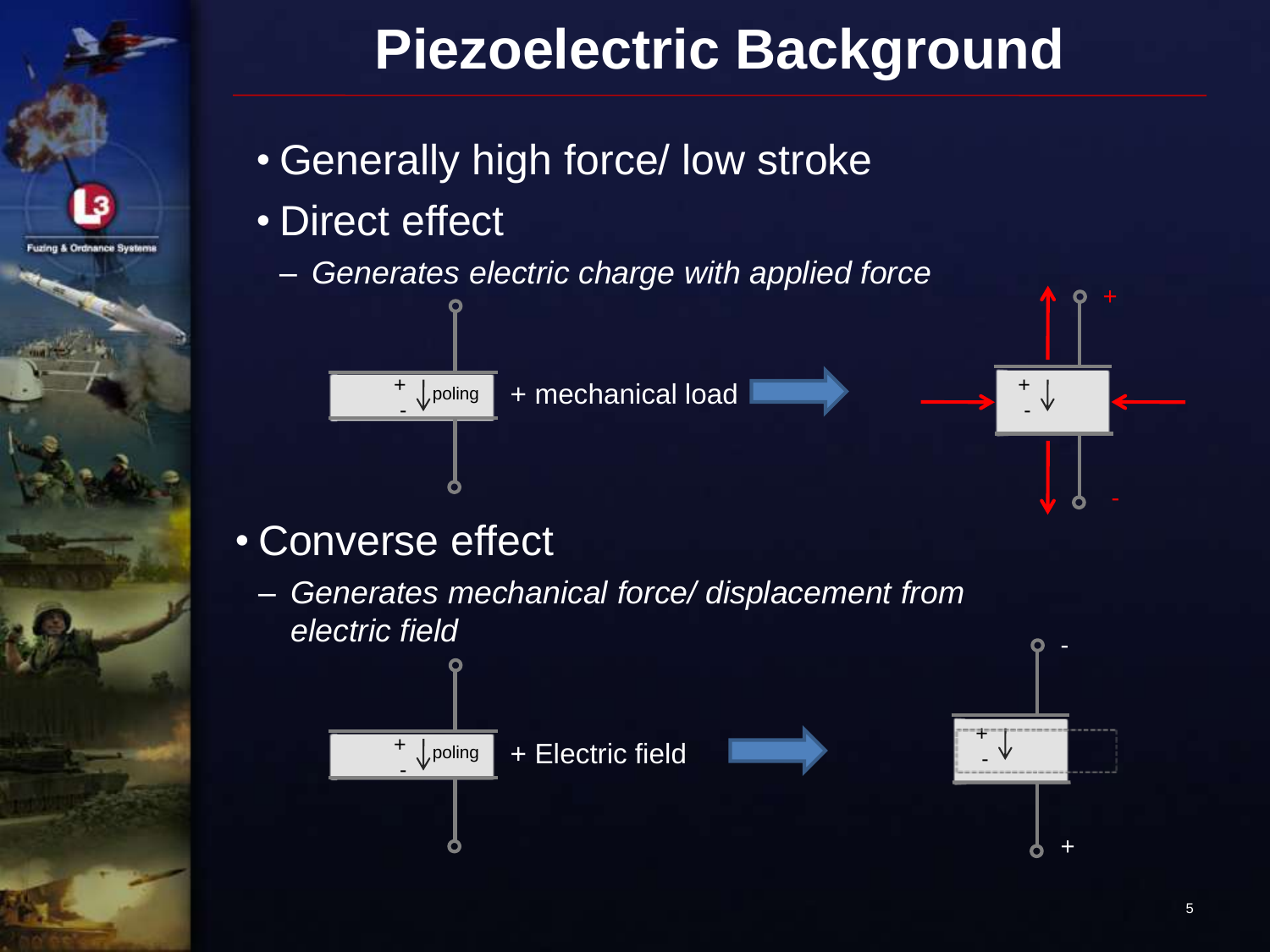# Piezoelectric Background

- Generally high force/ low stroke
- Direct effect
  - *Generates electric charge with applied force*

+ poling + mechanical load

- Converse effect
  - *Generates mechanical force/ displacement from electric field*

+ poling + Electric field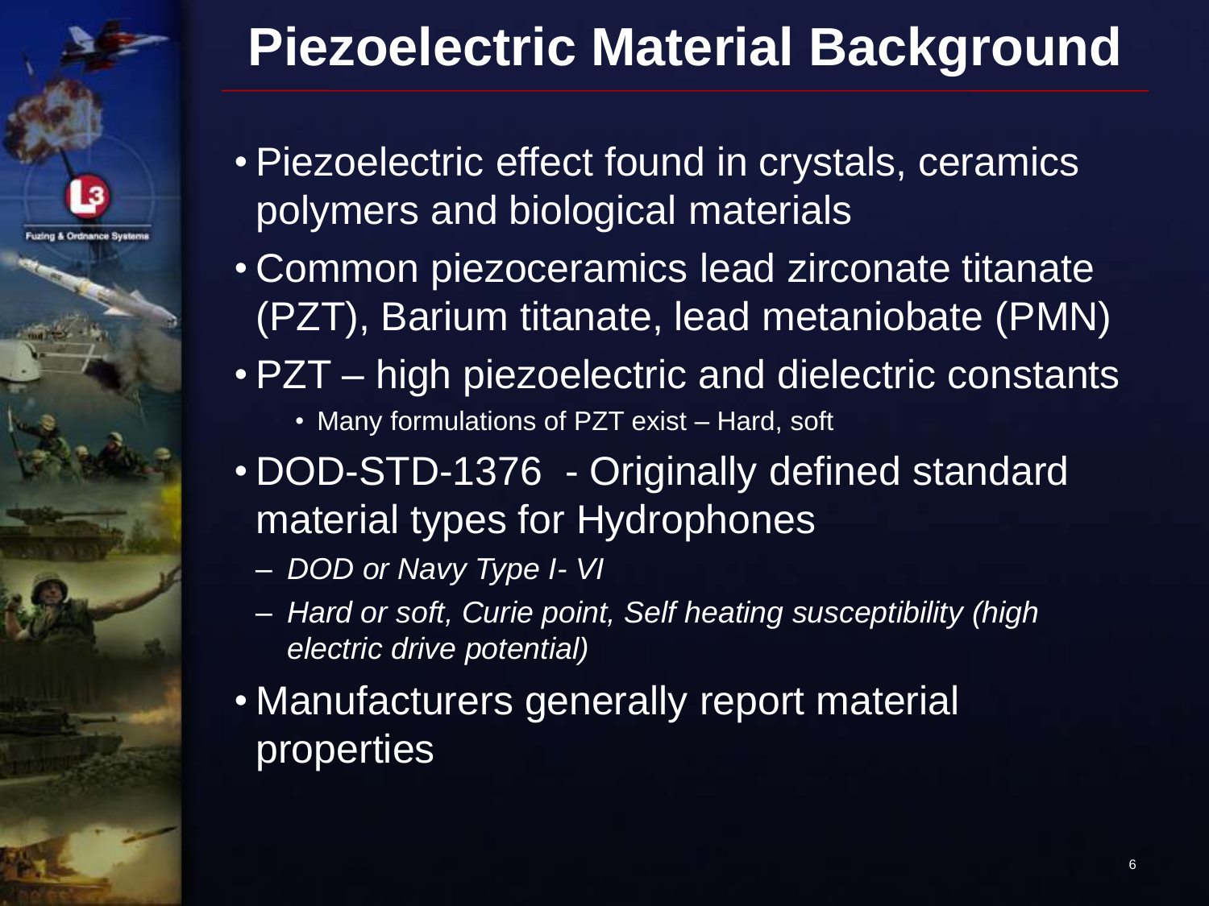# Piezoelectric Material Background

- Piezoelectric effect found in crystals, ceramics polymers and biological materials
- Common piezoceramics lead zirconate titanate (PZT), Barium titanate, lead metaniobate (PMN)
- PZT – high piezoelectric and dielectric constants
  - Many formulations of PZT exist – Hard, soft
- DOD-STD-1376 - Originally defined standard material types for Hydrophones
  - *DOD or Navy Type I- VI*
  - *Hard or soft, Curie point, Self heating susceptibility (high electric drive potential)*
- Manufacturers generally report material properties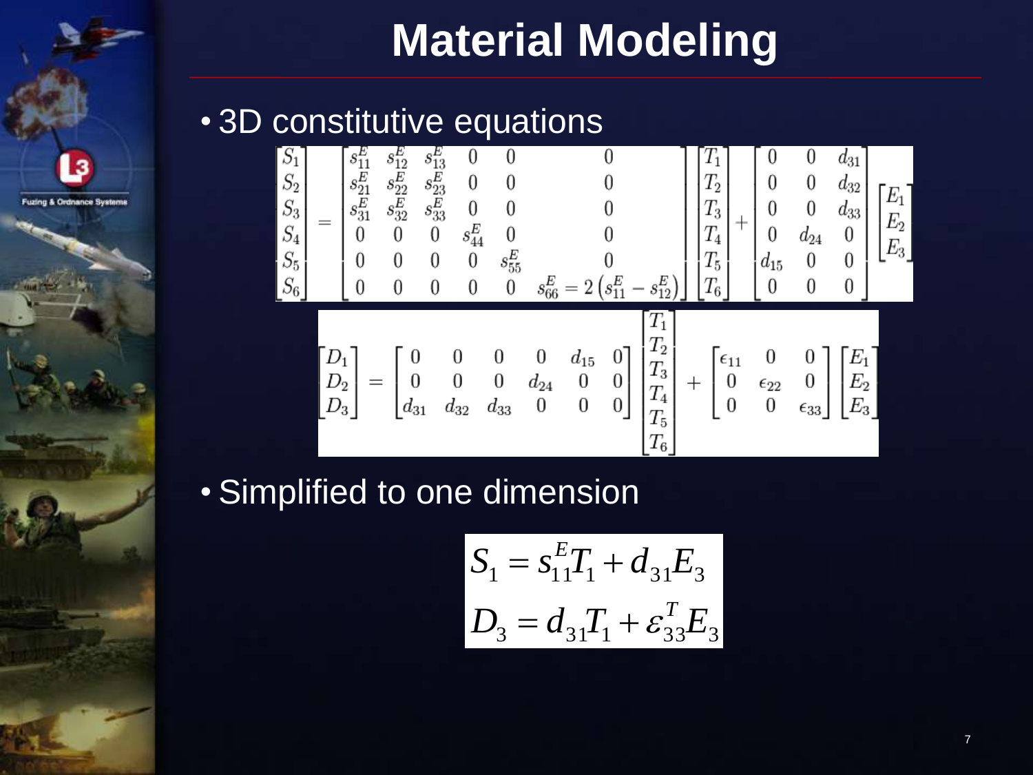# Material Modeling

- 3D constitutive equations

$$
\begin{bmatrix} S_1 \\ S_2 \\ S_3 \\ S_4 \\ S_5 \\ S_6 \end{bmatrix} = \begin{bmatrix} s_{11}^E & s_{12}^E & s_{13}^E & 0 & 0 & 0 \\ s_{21}^E & s_{22}^E & s_{23}^E & 0 & 0 & 0 \\ s_{31}^E & s_{32}^E & s_{33}^E & 0 & 0 & 0 \\ 0 & 0 & 0 & s_{44}^E & 0 & 0 \\ 0 & 0 & 0 & 0 & s_{55}^E & 0 \\ 0 & 0 & 0 & 0 & 0 & s_{66}^E = 2\left(s_{11}^E - s_{12}^E\right) \end{bmatrix} \begin{bmatrix} T_1 \\ T_2 \\ T_3 \\ T_4 \\ T_5 \\ T_6 \end{bmatrix} + \begin{bmatrix} 0 & 0 & d_{31} \\ 0 & 0 & d_{32} \\ 0 & 0 & d_{33} \\ 0 & d_{24} & 0 \\ d_{15} & 0 & 0 \\ 0 & 0 & 0 \end{bmatrix} \begin{bmatrix} E_1 \\ E_2 \\ E_3 \end{bmatrix}
$$

$$
\begin{bmatrix} D_1 \\ D_2 \\ D_3 \end{bmatrix} = \begin{bmatrix} 0 & 0 & 0 & 0 & d_{15} & 0 \\ 0 & 0 & 0 & d_{24} & 0 & 0 \\ d_{31} & d_{32} & d_{33} & 0 & 0 & 0 \end{bmatrix} \begin{bmatrix} T_1 \\ T_2 \\ T_3 \\ T_4 \\ T_5 \\ T_6 \end{bmatrix} + \begin{bmatrix} \epsilon_{11} & 0 & 0 \\ 0 & \epsilon_{22} & 0 \\ 0 & 0 & \epsilon_{33} \end{bmatrix} \begin{bmatrix} E_1 \\ E_2 \\ E_3 \end{bmatrix}
$$

- Simplified to one dimension

$$
S_1 = s_{11}^E T_1 + d_{31} E_3
$$

$$
D_3 = d_{31} T_1 + \varepsilon_{33}^T E_3
$$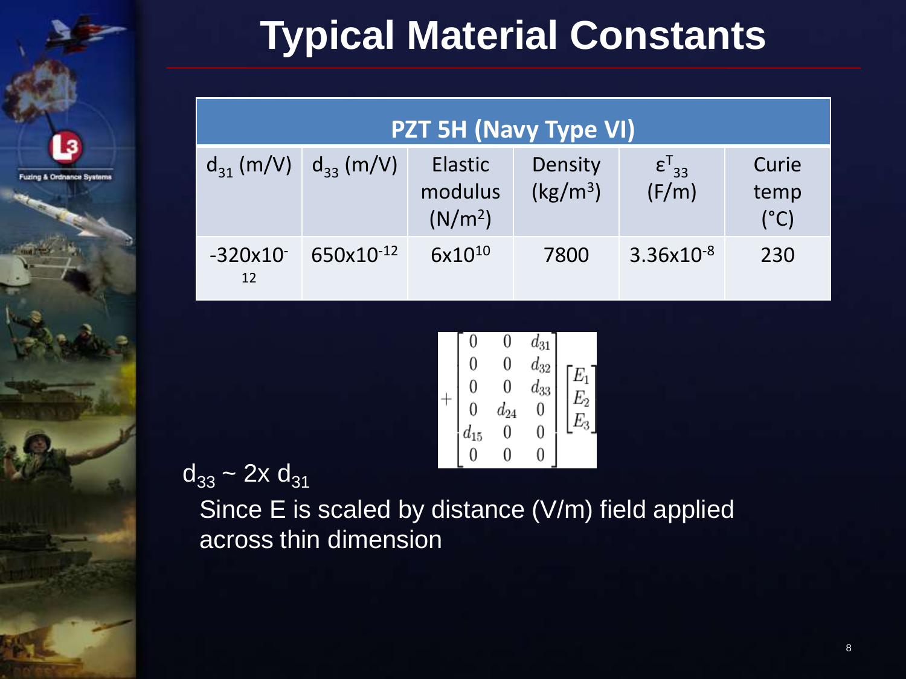# Typical Material Constants

| PZT 5H (Navy Type VI) | | | | | |
|---|---|---|---|---|---|
| $d_{31}$ (m/V) | $d_{33}$ (m/V) | Elastic modulus ($N/m^2$) | Density ($kg/m^3$) | $\varepsilon^T_{33}$ (F/m) | Curie temp (°C) |
| $-320 \times 10^{-12}$ | $650 \times 10^{-12}$ | $6 \times 10^{10}$ | 7800 | $3.36 \times 10^{-8}$ | 230 |

$$+ \begin{bmatrix} 0 & 0 & d_{31} \\ 0 & 0 & d_{32} \\ 0 & 0 & d_{33} \\ 0 & d_{24} & 0 \\ d_{15} & 0 & 0 \\ 0 & 0 & 0 \end{bmatrix} \begin{bmatrix} E_1 \\ E_2 \\ E_3 \end{bmatrix}$$

$d_{33} \sim 2\text{x } d_{31}$

Since E is scaled by distance (V/m) field applied across thin dimension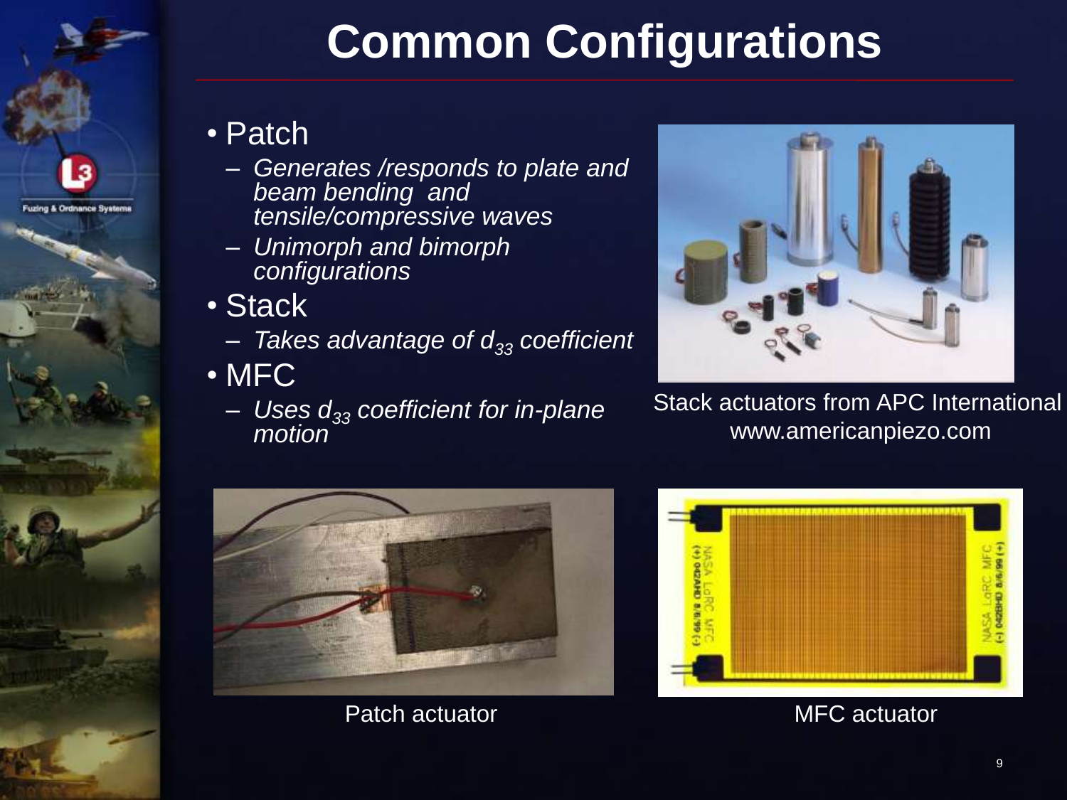# Common Configurations

- Patch
  - *Generates /responds to plate and beam bending and tensile/compressive waves*
  - *Unimorph and bimorph configurations*
- Stack
  - *Takes advantage of $d_{33}$ coefficient*
- MFC
  - *Uses $d_{33}$ coefficient for in-plane motion*

Stack actuators from APC International www.americanpiezo.com

Patch actuator

MFC actuator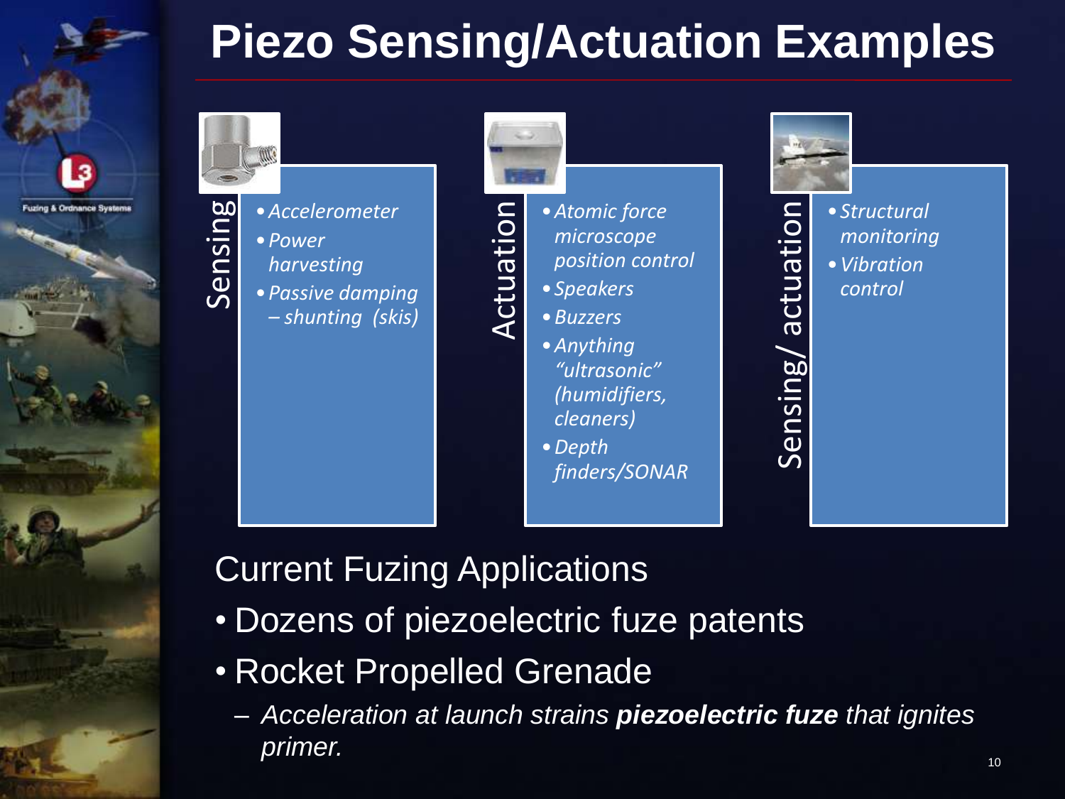# Piezo Sensing/Actuation Examples

**Sensing**

- *Accelerometer*
- *Power harvesting*
- *Passive damping – shunting (skis)*

**Actuation**

- *Atomic force microscope position control*
- *Speakers*
- *Buzzers*
- *Anything "ultrasonic" (humidifiers, cleaners)*
- *Depth finders/SONAR*

**Sensing/ actuation**

- *Structural monitoring*
- *Vibration control*

## Current Fuzing Applications

- Dozens of piezoelectric fuze patents
- Rocket Propelled Grenade
  - *Acceleration at launch strains **piezoelectric fuze** that ignites primer.*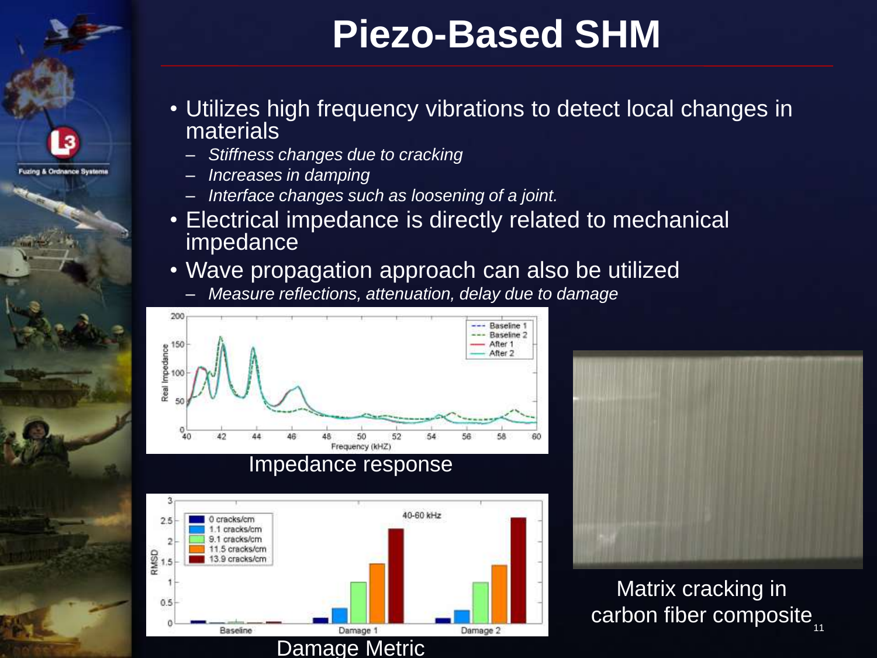# Piezo-Based SHM

- Utilizes high frequency vibrations to detect local changes in materials
  - *Stiffness changes due to cracking*
  - *Increases in damping*
  - *Interface changes such as loosening of a joint.*
- Electrical impedance is directly related to mechanical impedance
- Wave propagation approach can also be utilized
  - *Measure reflections, attenuation, delay due to damage*

Impedance response

Damage Metric

Matrix cracking in carbon fiber composite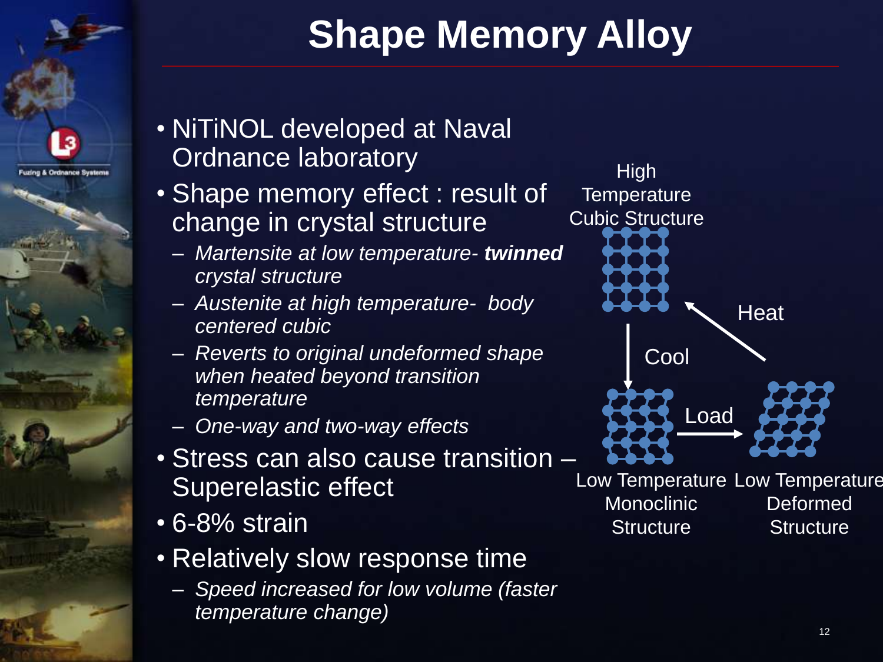# Shape Memory Alloy

- NiTiNOL developed at Naval Ordnance laboratory
- Shape memory effect : result of change in crystal structure
  - *Martensite at low temperature- **twinned** crystal structure*
  - *Austenite at high temperature- body centered cubic*
  - *Reverts to original undeformed shape when heated beyond transition temperature*
  - *One-way and two-way effects*
- Stress can also cause transition – Superelastic effect
- 6-8% strain
- Relatively slow response time
  - *Speed increased for low volume (faster temperature change)*

High Temperature Cubic Structure

Cool

Heat

Load

Low Temperature Monoclinic Structure

Low Temperature Deformed Structure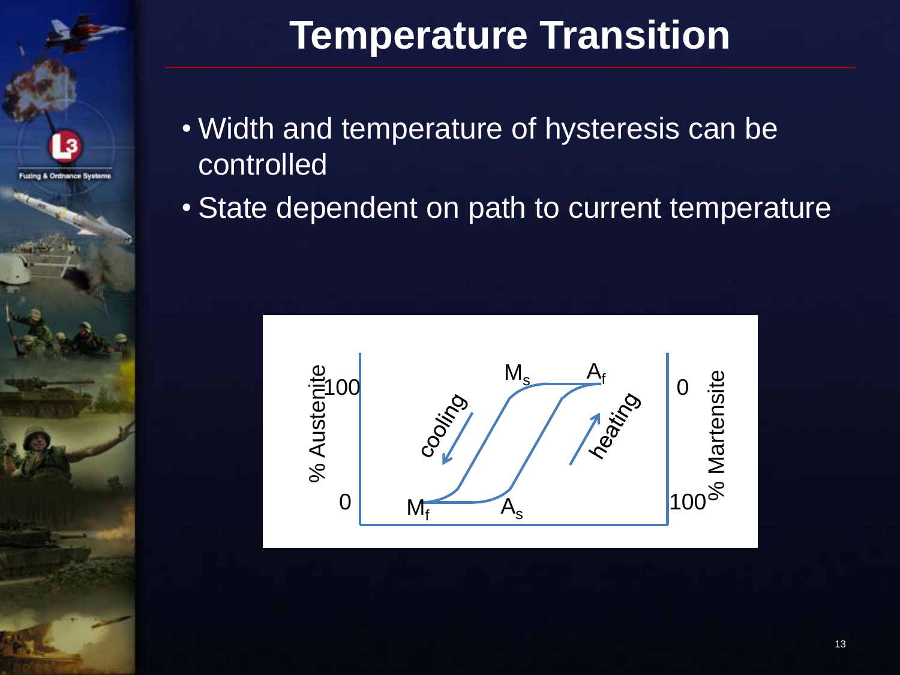# Temperature Transition

- Width and temperature of hysteresis can be controlled
- State dependent on path to current temperature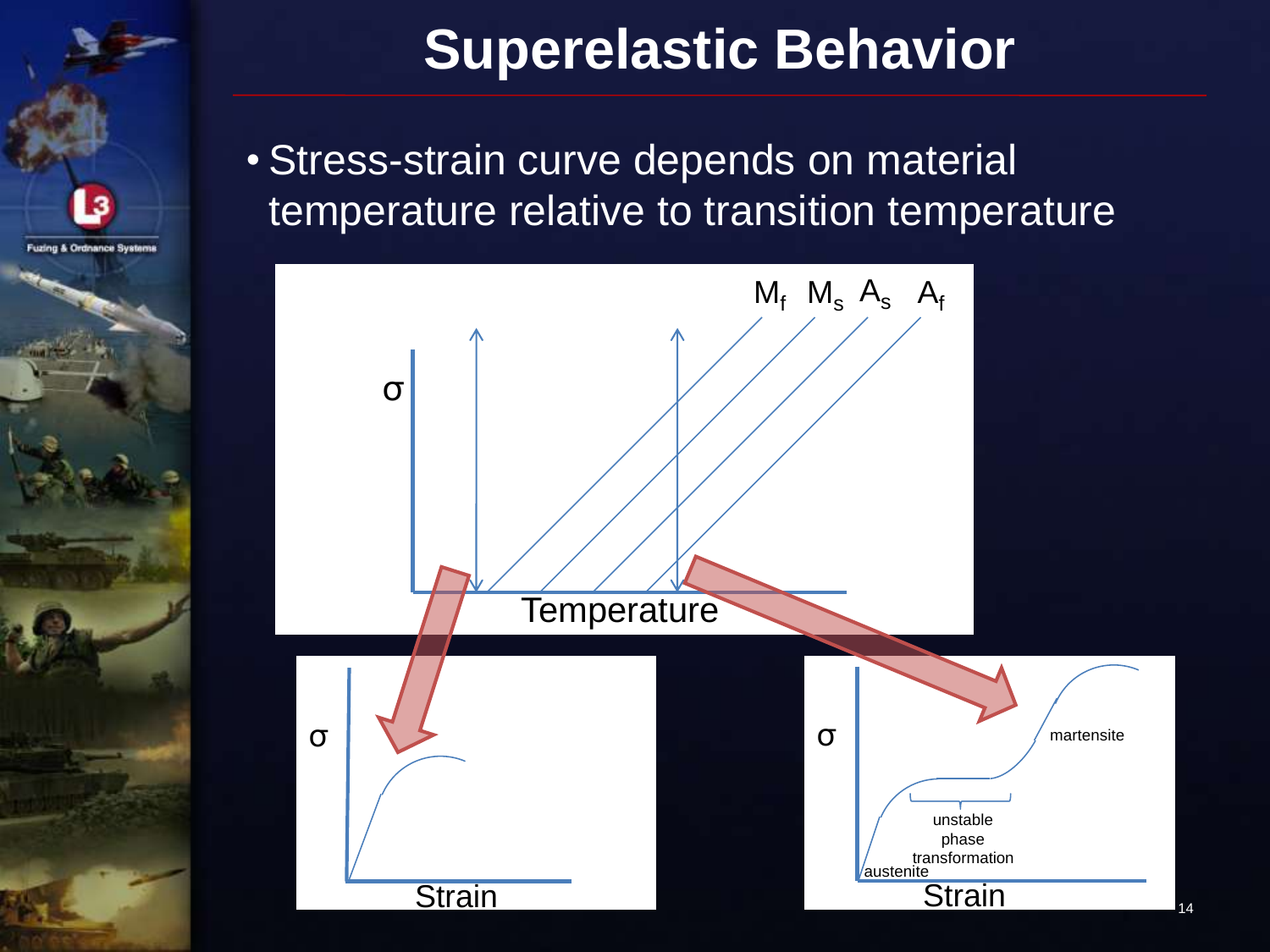# Superelastic Behavior

- Stress-strain curve depends on material temperature relative to transition temperature

$M_f$ $M_s$ $A_s$ $A_f$

σ

Temperature

σ

Strain

σ

martensite

unstable phase transformation

austenite

Strain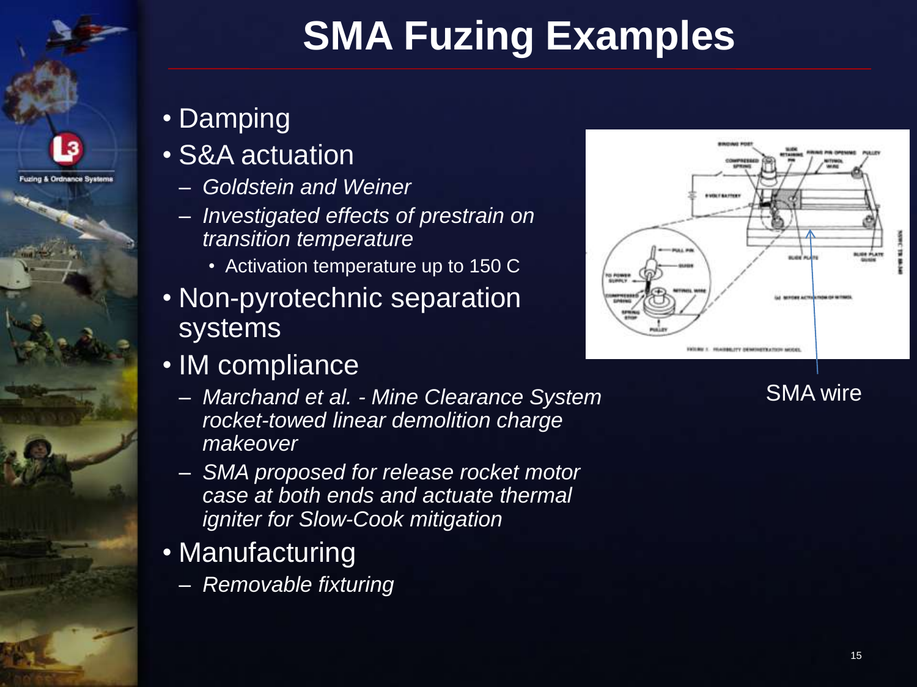# SMA Fuzing Examples

- Damping
- S&A actuation
  - *Goldstein and Weiner*
  - *Investigated effects of prestrain on transition temperature*
    - Activation temperature up to 150 C
- Non-pyrotechnic separation systems
- IM compliance
  - *Marchand et al. - Mine Clearance System rocket-towed linear demolition charge makeover*
  - *SMA proposed for release rocket motor case at both ends and actuate thermal igniter for Slow-Cook mitigation*
- Manufacturing
  - *Removable fixturing*

SMA wire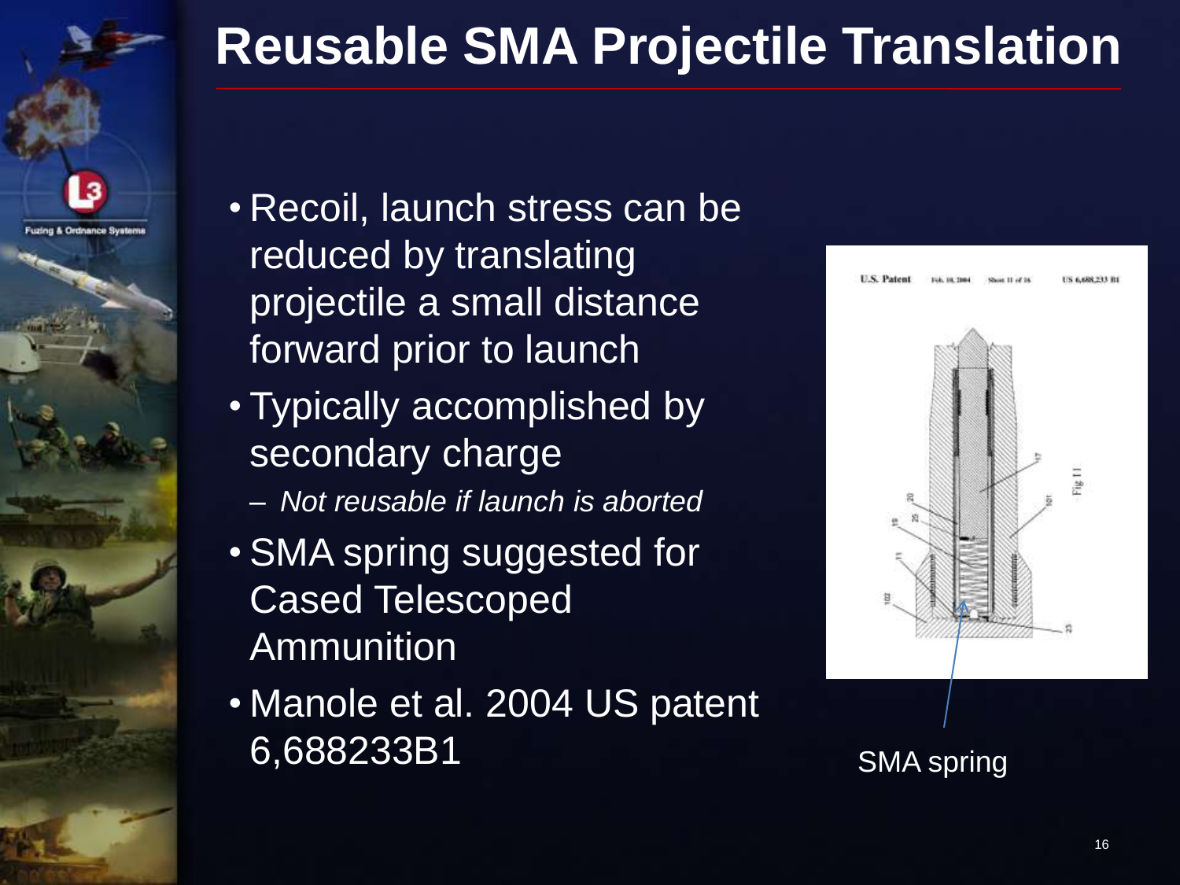# Reusable SMA Projectile Translation

- Recoil, launch stress can be reduced by translating projectile a small distance forward prior to launch
- Typically accomplished by secondary charge
  - *Not reusable if launch is aborted*
- SMA spring suggested for Cased Telescoped Ammunition
- Manole et al. 2004 US patent 6,688233B1

SMA spring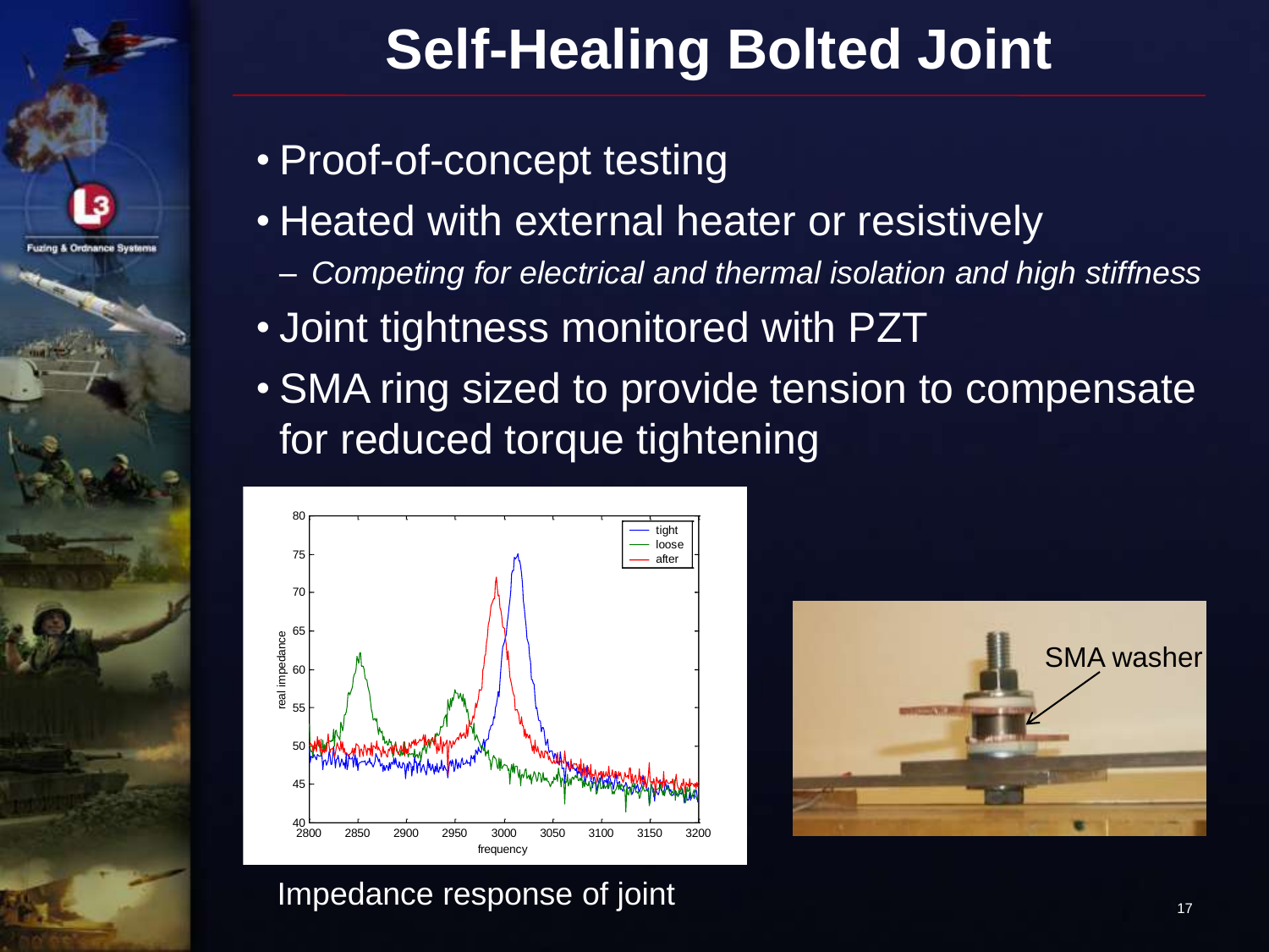# Self-Healing Bolted Joint

- Proof-of-concept testing
- Heated with external heater or resistively
  - *Competing for electrical and thermal isolation and high stiffness*
- Joint tightness monitored with PZT
- SMA ring sized to provide tension to compensate for reduced torque tightening

Impedance response of joint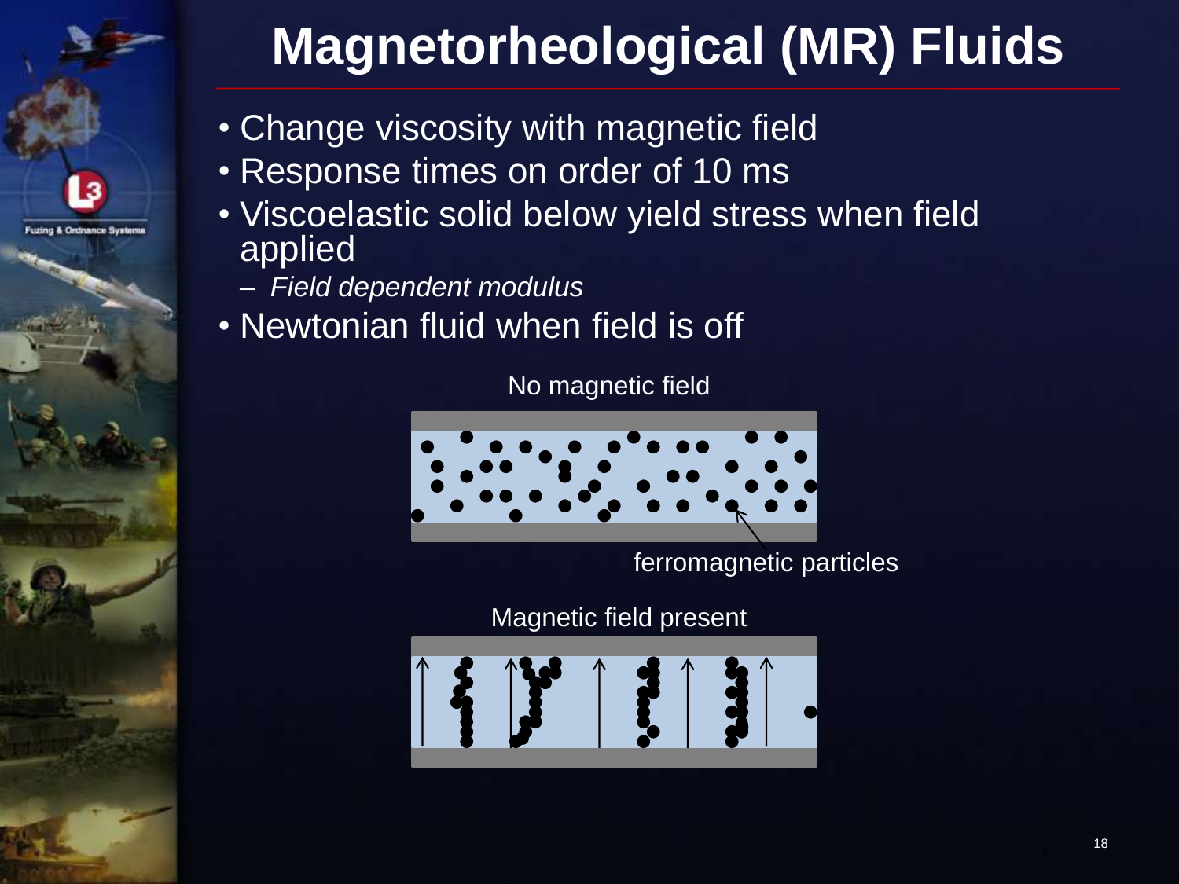# Magnetorheological (MR) Fluids

- Change viscosity with magnetic field
- Response times on order of 10 ms
- Viscoelastic solid below yield stress when field applied
  - *Field dependent modulus*
- Newtonian fluid when field is off

No magnetic field

ferromagnetic particles

Magnetic field present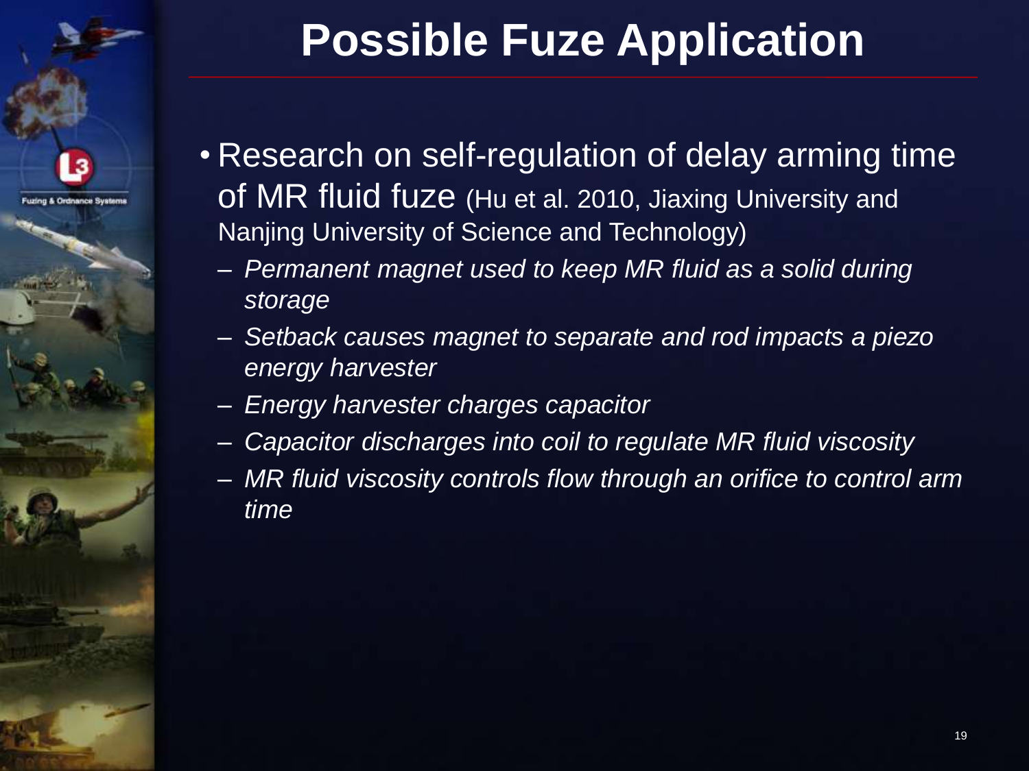# Possible Fuze Application

- Research on self-regulation of delay arming time of MR fluid fuze (Hu et al. 2010, Jiaxing University and Nanjing University of Science and Technology)
  - *Permanent magnet used to keep MR fluid as a solid during storage*
  - *Setback causes magnet to separate and rod impacts a piezo energy harvester*
  - *Energy harvester charges capacitor*
  - *Capacitor discharges into coil to regulate MR fluid viscosity*
  - *MR fluid viscosity controls flow through an orifice to control arm time*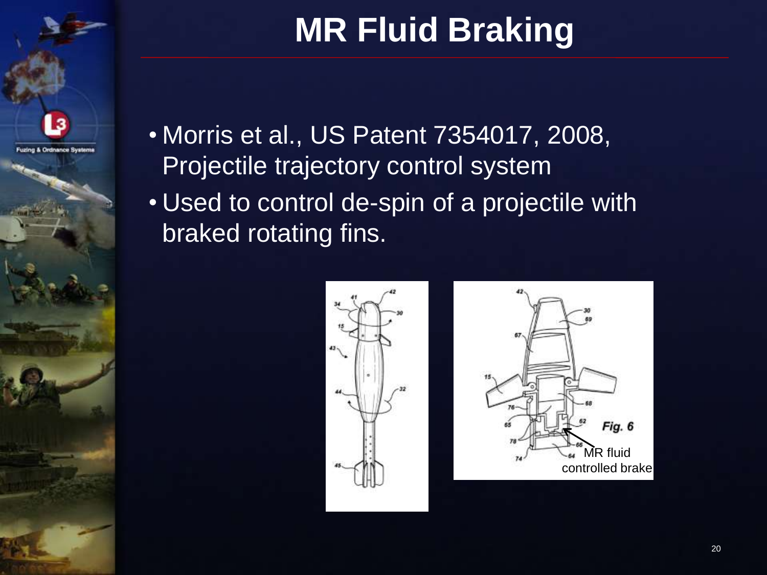# MR Fluid Braking

- Morris et al., US Patent 7354017, 2008, Projectile trajectory control system
- Used to control de-spin of a projectile with braked rotating fins.

Fig. 6

MR fluid controlled brake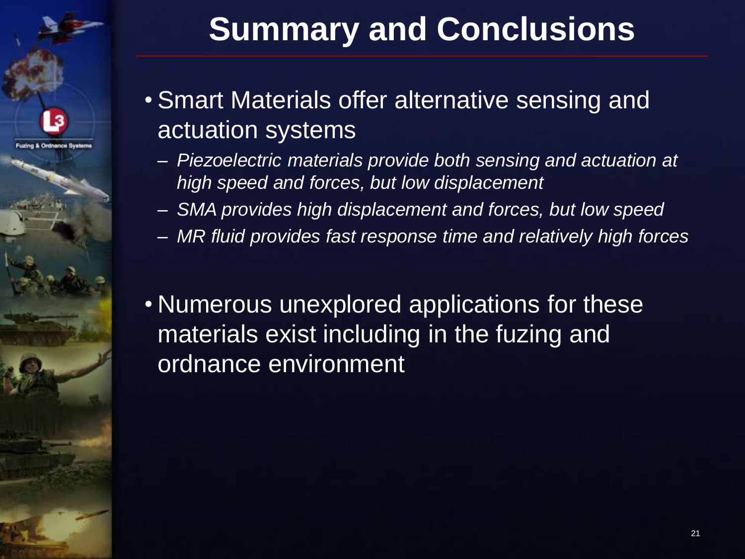# Summary and Conclusions

- Smart Materials offer alternative sensing and actuation systems
  - *Piezoelectric materials provide both sensing and actuation at high speed and forces, but low displacement*
  - *SMA provides high displacement and forces, but low speed*
  - *MR fluid provides fast response time and relatively high forces*

- Numerous unexplored applications for these materials exist including in the fuzing and ordnance environment